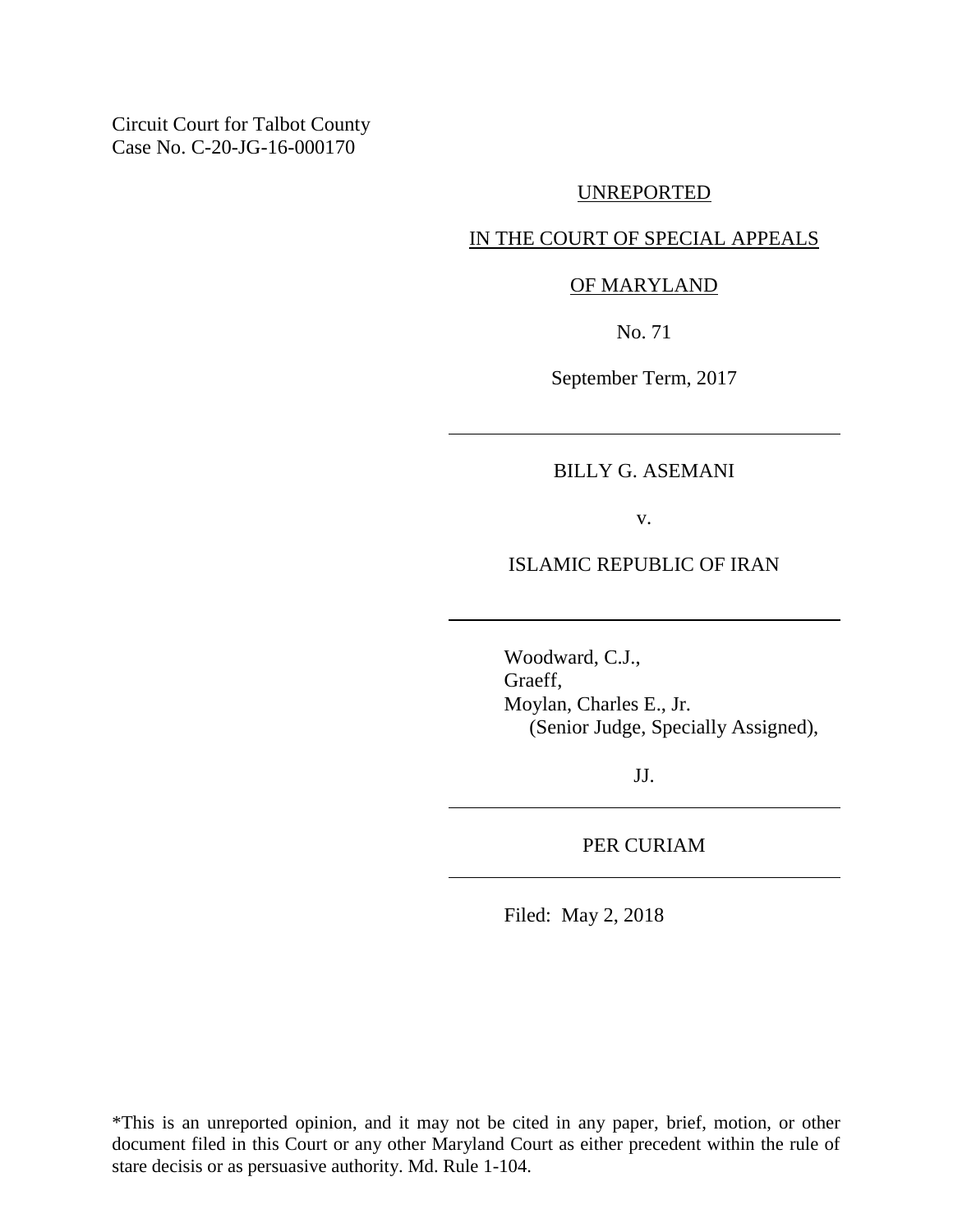Circuit Court for Talbot County
Case No. C-20-JG-16-000170

UNREPORTED

IN THE COURT OF SPECIAL APPEALS

OF MARYLAND

No. 71

September Term, 2017

---

BILLY G. ASEMANI

v.

ISLAMIC REPUBLIC OF IRAN

---

Woodward, C.J.,
Graeff,
Moylan, Charles E., Jr.
(Senior Judge, Specially Assigned),

JJ.

---

PER CURIAM

---

Filed: May 2, 2018

*This is an unreported opinion, and it may not be cited in any paper, brief, motion, or other document filed in this Court or any other Maryland Court as either precedent within the rule of stare decisis or as persuasive authority. Md. Rule 1-104.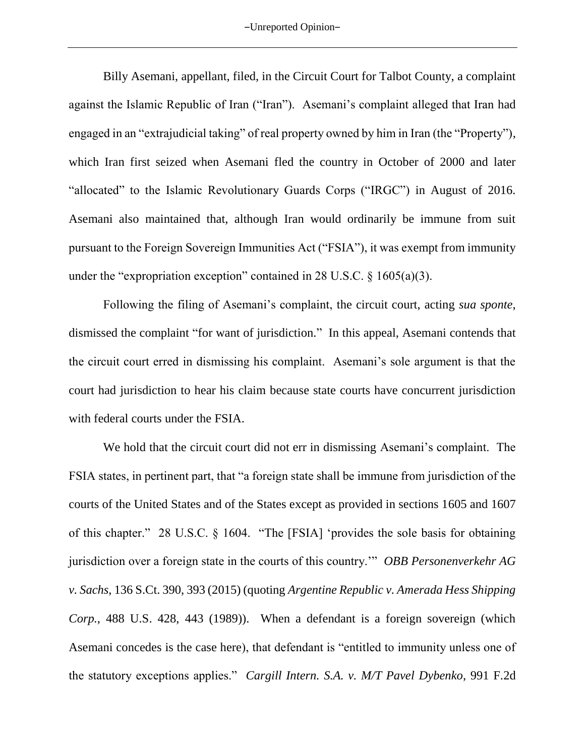Billy Asemani, appellant, filed, in the Circuit Court for Talbot County, a complaint against the Islamic Republic of Iran ("Iran"). Asemani's complaint alleged that Iran had engaged in an "extrajudicial taking" of real property owned by him in Iran (the "Property"), which Iran first seized when Asemani fled the country in October of 2000 and later "allocated" to the Islamic Revolutionary Guards Corps ("IRGC") in August of 2016. Asemani also maintained that, although Iran would ordinarily be immune from suit pursuant to the Foreign Sovereign Immunities Act ("FSIA"), it was exempt from immunity under the "expropriation exception" contained in 28 U.S.C. § 1605(a)(3).

Following the filing of Asemani's complaint, the circuit court, acting *sua sponte*, dismissed the complaint "for want of jurisdiction." In this appeal, Asemani contends that the circuit court erred in dismissing his complaint. Asemani's sole argument is that the court had jurisdiction to hear his claim because state courts have concurrent jurisdiction with federal courts under the FSIA.

We hold that the circuit court did not err in dismissing Asemani's complaint. The FSIA states, in pertinent part, that "a foreign state shall be immune from jurisdiction of the courts of the United States and of the States except as provided in sections 1605 and 1607 of this chapter." 28 U.S.C. § 1604. "The [FSIA] 'provides the sole basis for obtaining jurisdiction over a foreign state in the courts of this country.'" *OBB Personenverkehr AG v. Sachs*, 136 S.Ct. 390, 393 (2015) (quoting *Argentine Republic v. Amerada Hess Shipping Corp.*, 488 U.S. 428, 443 (1989)). When a defendant is a foreign sovereign (which Asemani concedes is the case here), that defendant is "entitled to immunity unless one of the statutory exceptions applies." *Cargill Intern. S.A. v. M/T Pavel Dybenko*, 991 F.2d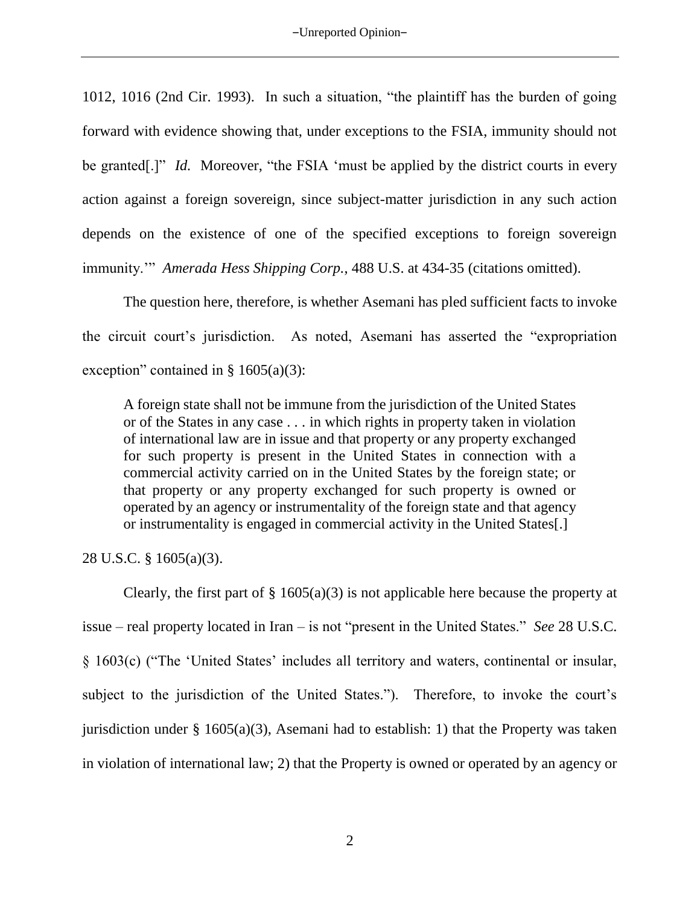1012, 1016 (2nd Cir. 1993). In such a situation, "the plaintiff has the burden of going forward with evidence showing that, under exceptions to the FSIA, immunity should not be granted[.]" *Id.* Moreover, "the FSIA 'must be applied by the district courts in every action against a foreign sovereign, since subject-matter jurisdiction in any such action depends on the existence of one of the specified exceptions to foreign sovereign immunity.'" *Amerada Hess Shipping Corp.*, 488 U.S. at 434-35 (citations omitted).

The question here, therefore, is whether Asemani has pled sufficient facts to invoke the circuit court's jurisdiction. As noted, Asemani has asserted the "expropriation exception" contained in § 1605(a)(3):

> A foreign state shall not be immune from the jurisdiction of the United States or of the States in any case . . . in which rights in property taken in violation of international law are in issue and that property or any property exchanged for such property is present in the United States in connection with a commercial activity carried on in the United States by the foreign state; or that property or any property exchanged for such property is owned or operated by an agency or instrumentality of the foreign state and that agency or instrumentality is engaged in commercial activity in the United States[.]

28 U.S.C. § 1605(a)(3).

Clearly, the first part of § 1605(a)(3) is not applicable here because the property at issue – real property located in Iran – is not "present in the United States." *See* 28 U.S.C. § 1603(c) ("The 'United States' includes all territory and waters, continental or insular, subject to the jurisdiction of the United States."). Therefore, to invoke the court's jurisdiction under § 1605(a)(3), Asemani had to establish: 1) that the Property was taken in violation of international law; 2) that the Property is owned or operated by an agency or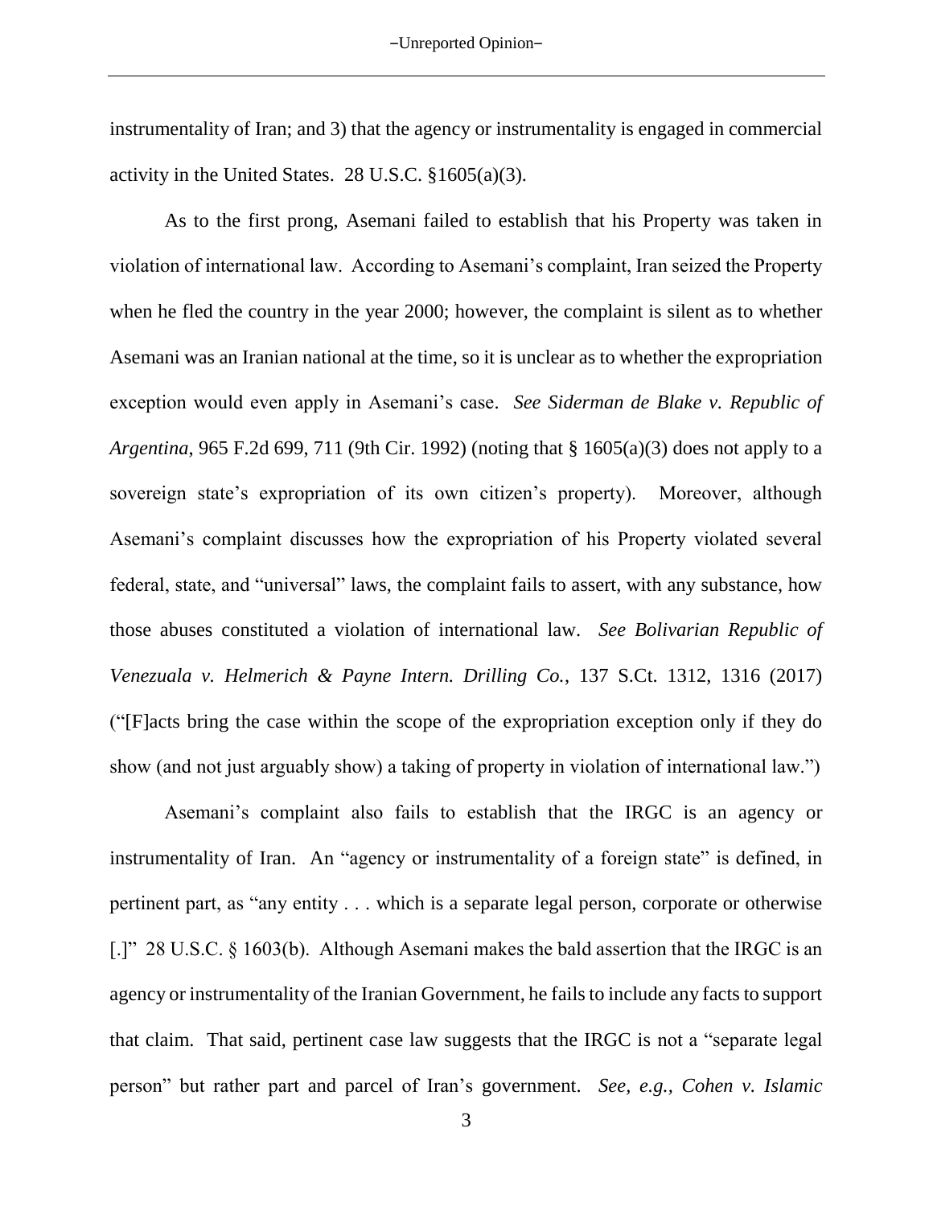instrumentality of Iran; and 3) that the agency or instrumentality is engaged in commercial activity in the United States. 28 U.S.C. §1605(a)(3).

As to the first prong, Asemani failed to establish that his Property was taken in violation of international law. According to Asemani's complaint, Iran seized the Property when he fled the country in the year 2000; however, the complaint is silent as to whether Asemani was an Iranian national at the time, so it is unclear as to whether the expropriation exception would even apply in Asemani's case. *See Siderman de Blake v. Republic of Argentina*, 965 F.2d 699, 711 (9th Cir. 1992) (noting that § 1605(a)(3) does not apply to a sovereign state's expropriation of its own citizen's property). Moreover, although Asemani's complaint discusses how the expropriation of his Property violated several federal, state, and "universal" laws, the complaint fails to assert, with any substance, how those abuses constituted a violation of international law. *See Bolivarian Republic of Venezuala v. Helmerich & Payne Intern. Drilling Co.*, 137 S.Ct. 1312, 1316 (2017) ("[F]acts bring the case within the scope of the expropriation exception only if they do show (and not just arguably show) a taking of property in violation of international law.")

Asemani's complaint also fails to establish that the IRGC is an agency or instrumentality of Iran. An "agency or instrumentality of a foreign state" is defined, in pertinent part, as "any entity . . . which is a separate legal person, corporate or otherwise [.]" 28 U.S.C. § 1603(b). Although Asemani makes the bald assertion that the IRGC is an agency or instrumentality of the Iranian Government, he fails to include any facts to support that claim. That said, pertinent case law suggests that the IRGC is not a "separate legal person" but rather part and parcel of Iran's government. *See, e.g., Cohen v. Islamic*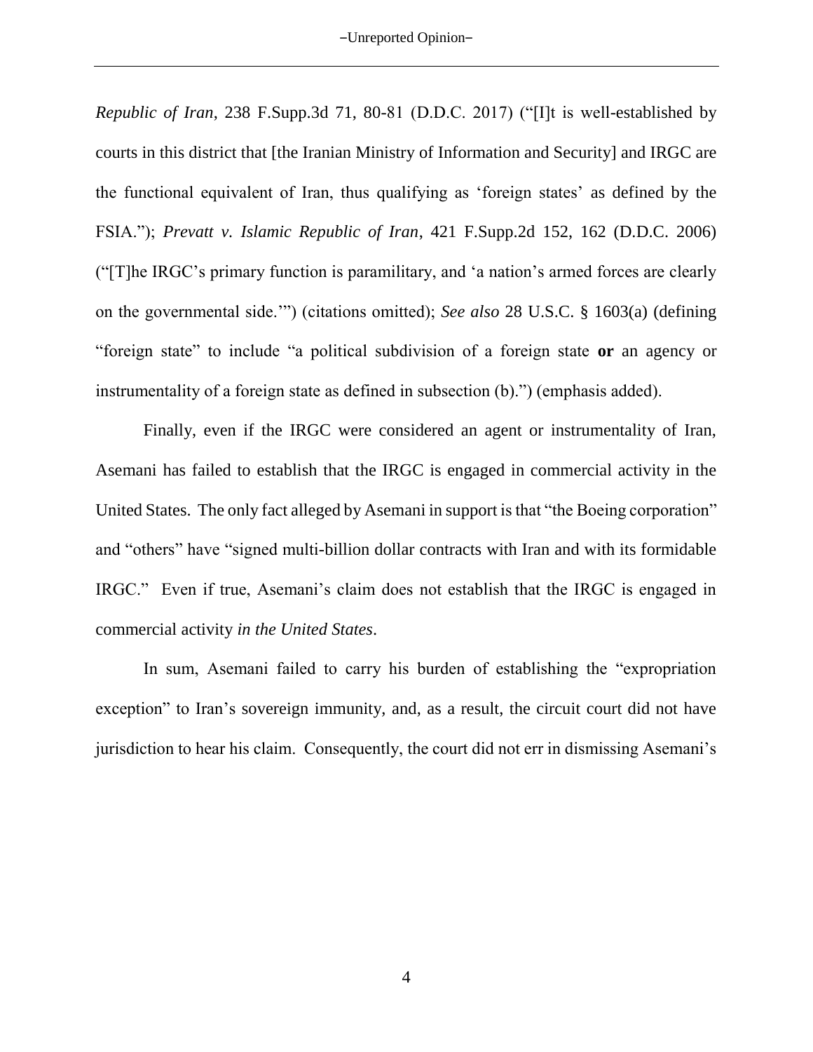*Republic of Iran*, 238 F.Supp.3d 71, 80-81 (D.D.C. 2017) ("[I]t is well-established by courts in this district that [the Iranian Ministry of Information and Security] and IRGC are the functional equivalent of Iran, thus qualifying as 'foreign states' as defined by the FSIA."); *Prevatt v. Islamic Republic of Iran*, 421 F.Supp.2d 152, 162 (D.D.C. 2006) ("[T]he IRGC's primary function is paramilitary, and 'a nation's armed forces are clearly on the governmental side.'") (citations omitted); *See also* 28 U.S.C. § 1603(a) (defining "foreign state" to include "a political subdivision of a foreign state **or** an agency or instrumentality of a foreign state as defined in subsection (b).") (emphasis added).

Finally, even if the IRGC were considered an agent or instrumentality of Iran, Asemani has failed to establish that the IRGC is engaged in commercial activity in the United States. The only fact alleged by Asemani in support is that "the Boeing corporation" and "others" have "signed multi-billion dollar contracts with Iran and with its formidable IRGC." Even if true, Asemani's claim does not establish that the IRGC is engaged in commercial activity *in the United States*.

In sum, Asemani failed to carry his burden of establishing the "expropriation exception" to Iran's sovereign immunity, and, as a result, the circuit court did not have jurisdiction to hear his claim. Consequently, the court did not err in dismissing Asemani's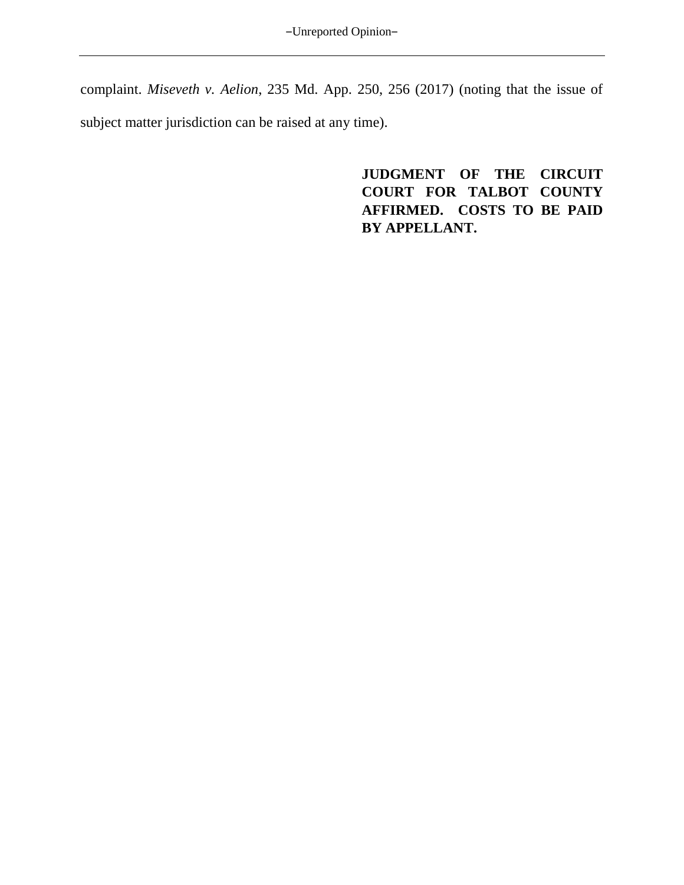complaint. *Miseveth v. Aelion*, 235 Md. App. 250, 256 (2017) (noting that the issue of subject matter jurisdiction can be raised at any time).

**JUDGMENT OF THE CIRCUIT COURT FOR TALBOT COUNTY AFFIRMED. COSTS TO BE PAID BY APPELLANT.**